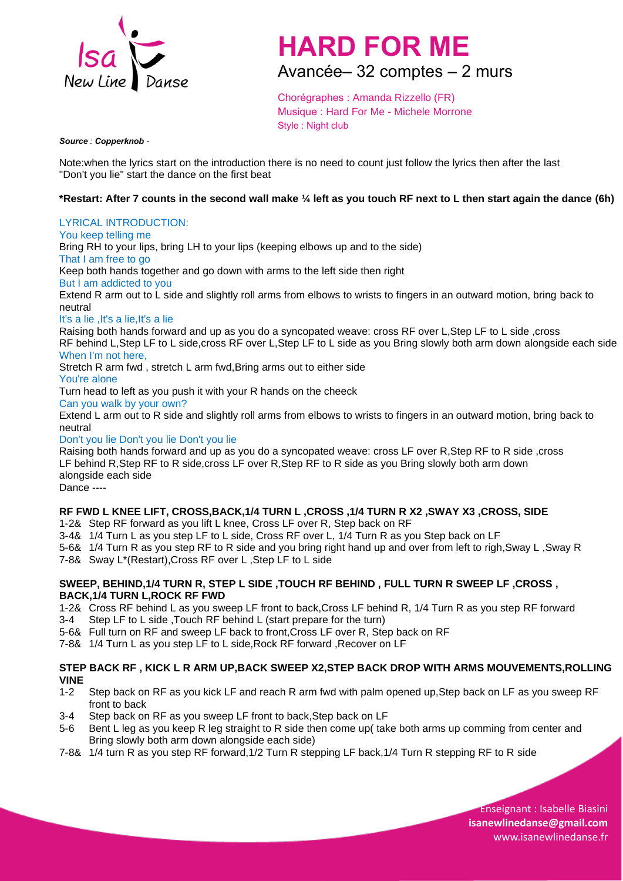# HARD FOR ME

Avancée– 32 comptes – 2 murs

Chorégraphes : Amanda Rizzello (FR)
Musique : Hard For Me - Michele Morrone
Style : Night club

***Source** : **Copperknob** -*

Note:when the lyrics start on the introduction there is no need to count just follow the lyrics then after the last "Don't you lie" start the dance on the first beat

**\*Restart: After 7 counts in the second wall make ¼ left as you touch RF next to L then start again the dance (6h)**

LYRICAL INTRODUCTION:

You keep telling me
Bring RH to your lips, bring LH to your lips (keeping elbows up and to the side)

That I am free to go
Keep both hands together and go down with arms to the left side then right

But I am addicted to you
Extend R arm out to L side and slightly roll arms from elbows to wrists to fingers in an outward motion, bring back to neutral

It's a lie ,It's a lie,It's a lie
Raising both hands forward and up as you do a syncopated weave: cross RF over L,Step LF to L side ,cross RF behind L,Step LF to L side,cross RF over L,Step LF to L side as you Bring slowly both arm down alongside each side

When I'm not here,
Stretch R arm fwd , stretch L arm fwd,Bring arms out to either side

You're alone
Turn head to left as you push it with your R hands on the cheeck

Can you walk by your own?
Extend L arm out to R side and slightly roll arms from elbows to wrists to fingers in an outward motion, bring back to neutral

Don't you lie Don't you lie Don't you lie
Raising both hands forward and up as you do a syncopated weave: cross LF over R,Step RF to R side ,cross LF behind R,Step RF to R side,cross LF over R,Step RF to R side as you Bring slowly both arm down alongside each side

Dance ----

**RF FWD L KNEE LIFT, CROSS,BACK,1/4 TURN L ,CROSS ,1/4 TURN R X2 ,SWAY X3 ,CROSS, SIDE**

1-2& Step RF forward as you lift L knee, Cross LF over R, Step back on RF
3-4& 1/4 Turn L as you step LF to L side, Cross RF over L, 1/4 Turn R as you Step back on LF
5-6& 1/4 Turn R as you step RF to R side and you bring right hand up and over from left to righ,Sway L ,Sway R
7-8& Sway L*(Restart),Cross RF over L ,Step LF to L side

**SWEEP, BEHIND,1/4 TURN R, STEP L SIDE ,TOUCH RF BEHIND , FULL TURN R SWEEP LF ,CROSS , BACK,1/4 TURN L,ROCK RF FWD**

1-2& Cross RF behind L as you sweep LF front to back,Cross LF behind R, 1/4 Turn R as you step RF forward
3-4 Step LF to L side ,Touch RF behind L (start prepare for the turn)
5-6& Full turn on RF and sweep LF back to front,Cross LF over R, Step back on RF
7-8& 1/4 Turn L as you step LF to L side,Rock RF forward ,Recover on LF

**STEP BACK RF , KICK L R ARM UP,BACK SWEEP X2,STEP BACK DROP WITH ARMS MOUVEMENTS,ROLLING VINE**

1-2 Step back on RF as you kick LF and reach R arm fwd with palm opened up,Step back on LF as you sweep RF front to back
3-4 Step back on RF as you sweep LF front to back,Step back on LF
5-6 Bent L leg as you keep R leg straight to R side then come up( take both arms up comming from center and Bring slowly both arm down alongside each side)
7-8& 1/4 turn R as you step RF forward,1/2 Turn R stepping LF back,1/4 Turn R stepping RF to R side

Enseignant : Isabelle Biasini
**isanewlinedanse@gmail.com**
www.isanewlinedanse.fr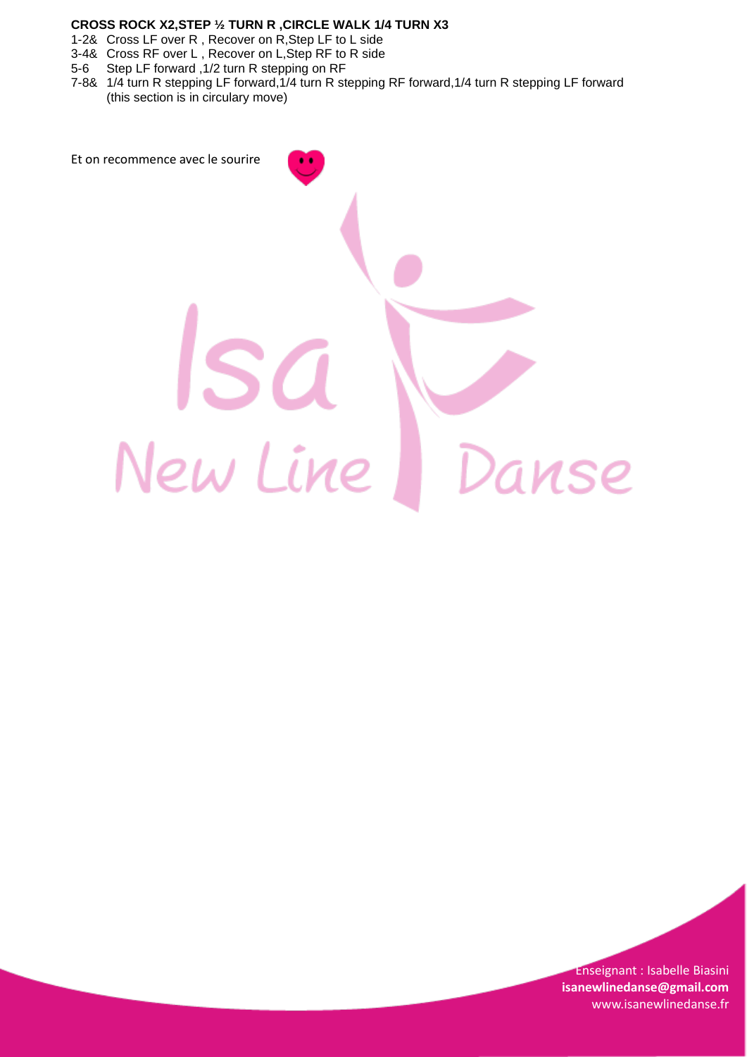**CROSS ROCK X2,STEP ½ TURN R ,CIRCLE WALK 1/4 TURN X3**

1-2& Cross LF over R , Recover on R,Step LF to L side
3-4& Cross RF over L , Recover on L,Step RF to R side
5-6 Step LF forward ,1/2 turn R stepping on RF
7-8& 1/4 turn R stepping LF forward,1/4 turn R stepping RF forward,1/4 turn R stepping LF forward
(this section is in circulary move)

Et on recommence avec le sourire

Enseignant : Isabelle Biasini
**isanewlinedanse@gmail.com**
www.isanewlinedanse.fr